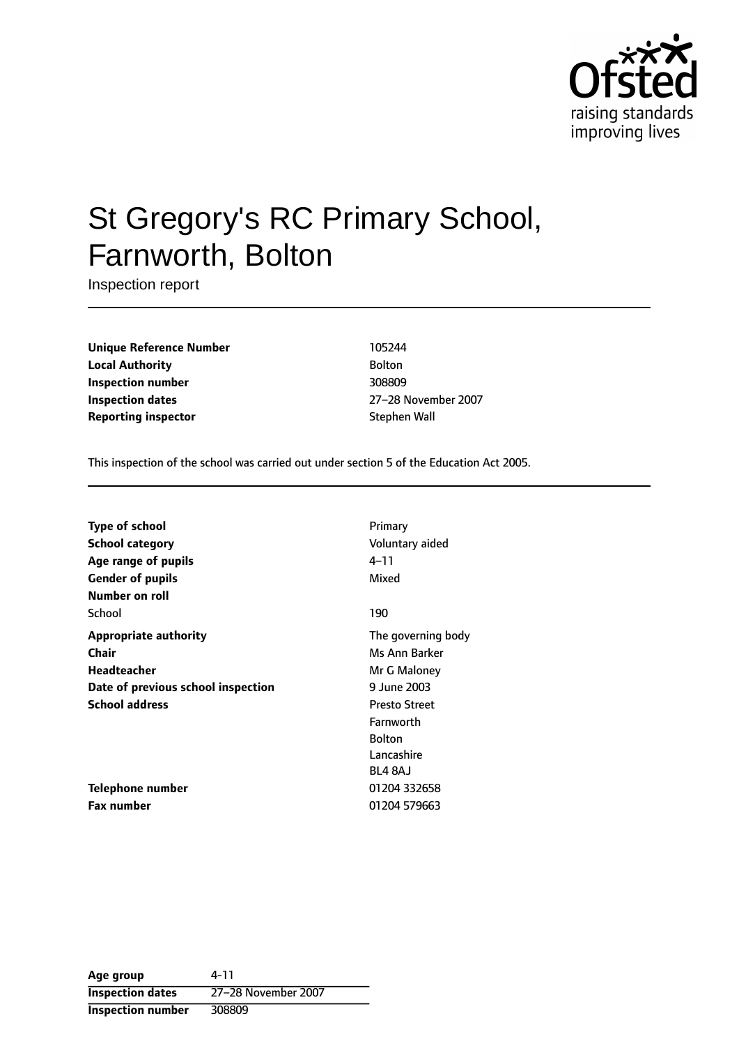# St Gregory's RC Primary School, Farnworth, Bolton

Inspection report

| | |
|---|---|
| **Unique Reference Number** | 105244 |
| **Local Authority** | Bolton |
| **Inspection number** | 308809 |
| **Inspection dates** | 27–28 November 2007 |
| **Reporting inspector** | Stephen Wall |

This inspection of the school was carried out under section 5 of the Education Act 2005.

| | |
|---|---|
| **Type of school** | Primary |
| **School category** | Voluntary aided |
| **Age range of pupils** | 4–11 |
| **Gender of pupils** | Mixed |
| **Number on roll** | |
| School | 190 |
| **Appropriate authority** | The governing body |
| **Chair** | Ms Ann Barker |
| **Headteacher** | Mr G Maloney |
| **Date of previous school inspection** | 9 June 2003 |
| **School address** | Presto Street<br>Farnworth<br>Bolton<br>Lancashire<br>BL4 8AJ |
| **Telephone number** | 01204 332658 |
| **Fax number** | 01204 579663 |

| | |
|---|---|
| **Age group** | 4-11 |
| **Inspection dates** | 27–28 November 2007 |
| **Inspection number** | 308809 |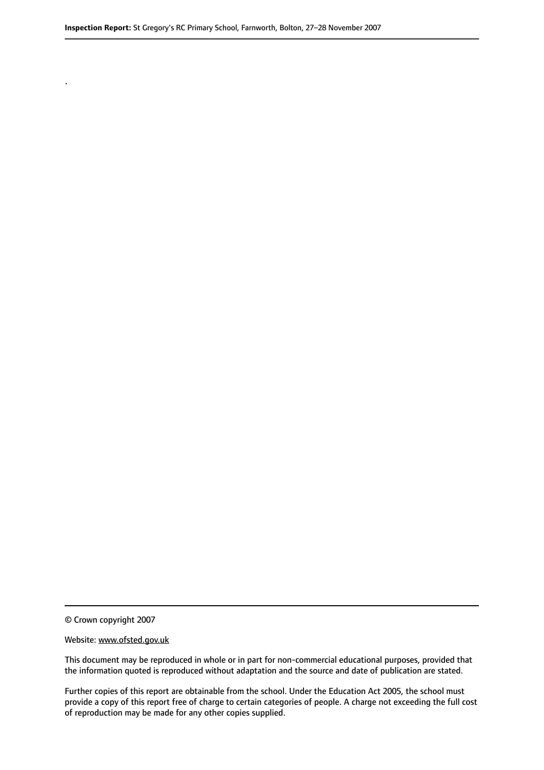.

© Crown copyright 2007

Website: www.ofsted.gov.uk

This document may be reproduced in whole or in part for non-commercial educational purposes, provided that the information quoted is reproduced without adaptation and the source and date of publication are stated.

Further copies of this report are obtainable from the school. Under the Education Act 2005, the school must provide a copy of this report free of charge to certain categories of people. A charge not exceeding the full cost of reproduction may be made for any other copies supplied.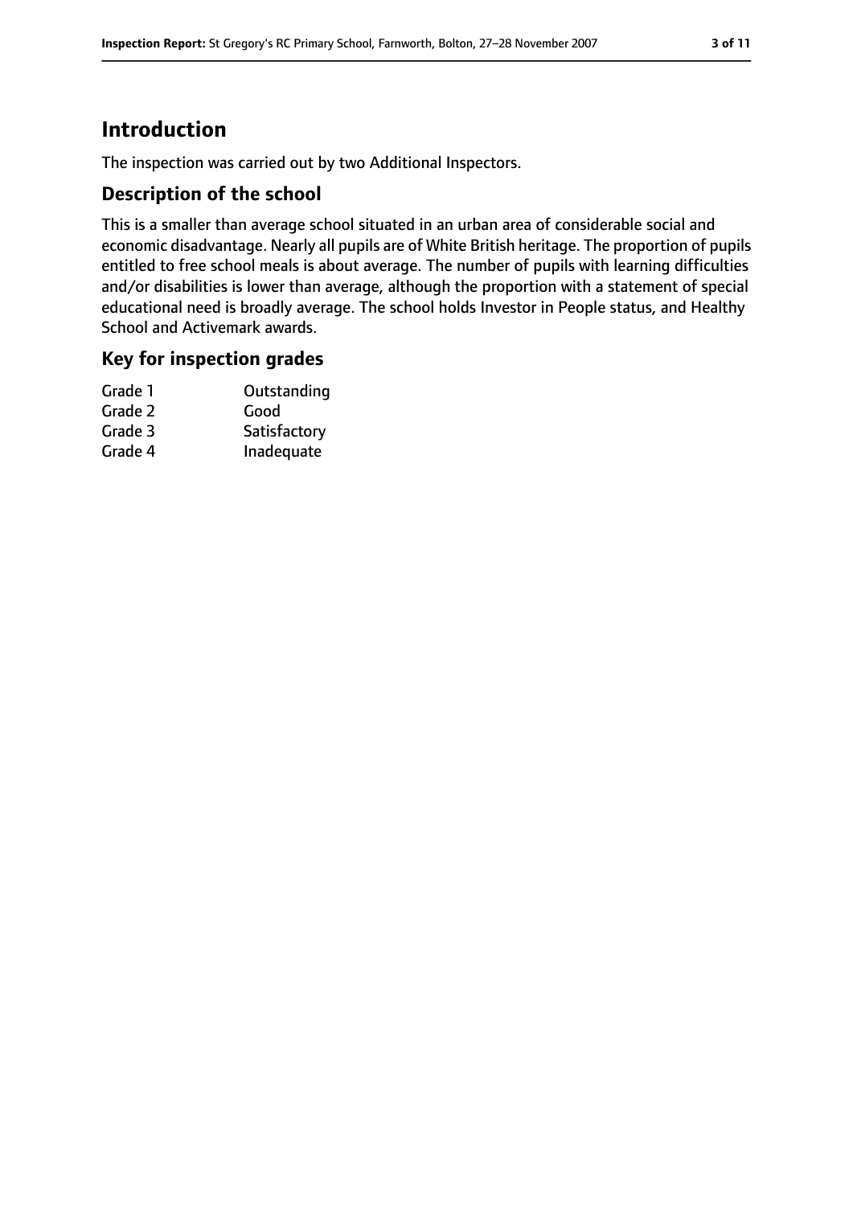# Introduction

The inspection was carried out by two Additional Inspectors.

## Description of the school

This is a smaller than average school situated in an urban area of considerable social and economic disadvantage. Nearly all pupils are of White British heritage. The proportion of pupils entitled to free school meals is about average. The number of pupils with learning difficulties and/or disabilities is lower than average, although the proportion with a statement of special educational need is broadly average. The school holds Investor in People status, and Healthy School and Activemark awards.

## Key for inspection grades

| | |
|---|---|
| Grade 1 | Outstanding |
| Grade 2 | Good |
| Grade 3 | Satisfactory |
| Grade 4 | Inadequate |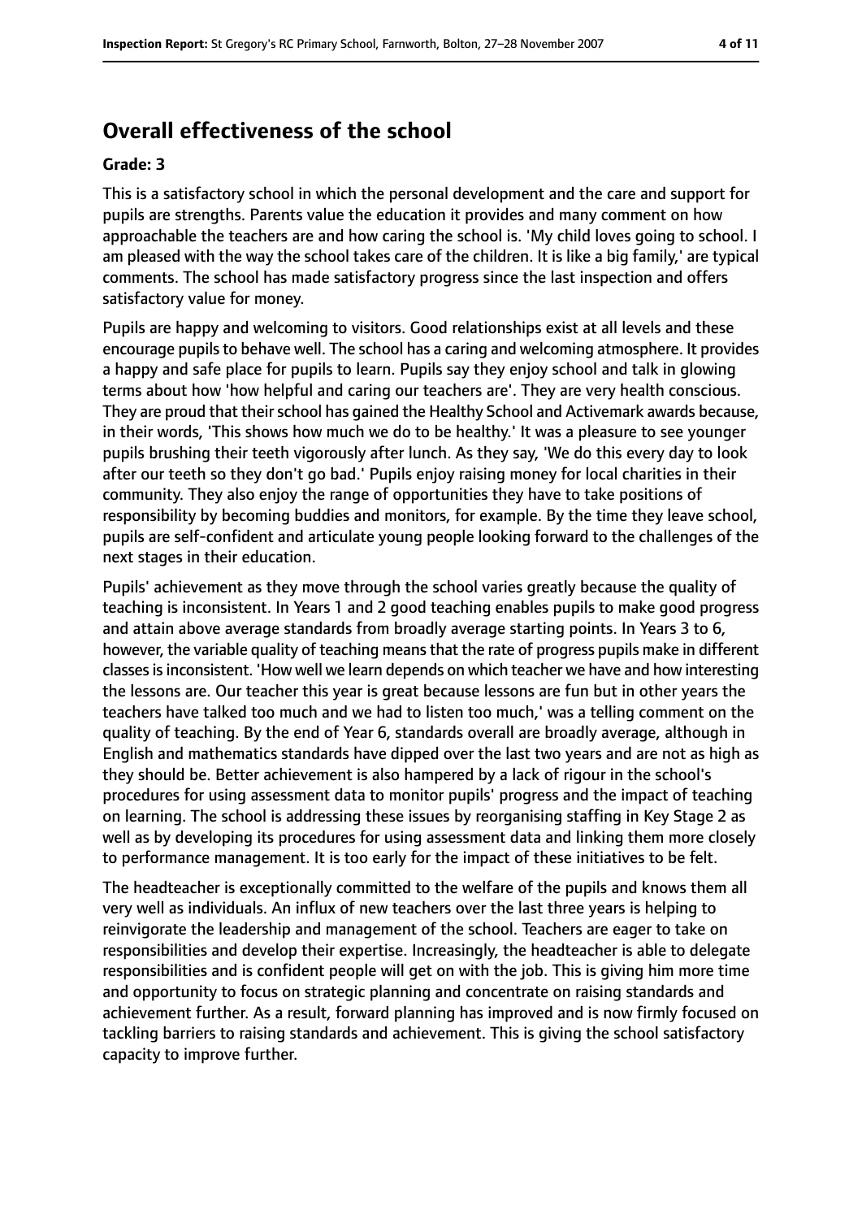## Overall effectiveness of the school

**Grade: 3**

This is a satisfactory school in which the personal development and the care and support for pupils are strengths. Parents value the education it provides and many comment on how approachable the teachers are and how caring the school is. 'My child loves going to school. I am pleased with the way the school takes care of the children. It is like a big family,' are typical comments. The school has made satisfactory progress since the last inspection and offers satisfactory value for money.

Pupils are happy and welcoming to visitors. Good relationships exist at all levels and these encourage pupils to behave well. The school has a caring and welcoming atmosphere. It provides a happy and safe place for pupils to learn. Pupils say they enjoy school and talk in glowing terms about how 'how helpful and caring our teachers are'. They are very health conscious. They are proud that their school has gained the Healthy School and Activemark awards because, in their words, 'This shows how much we do to be healthy.' It was a pleasure to see younger pupils brushing their teeth vigorously after lunch. As they say, 'We do this every day to look after our teeth so they don't go bad.' Pupils enjoy raising money for local charities in their community. They also enjoy the range of opportunities they have to take positions of responsibility by becoming buddies and monitors, for example. By the time they leave school, pupils are self-confident and articulate young people looking forward to the challenges of the next stages in their education.

Pupils' achievement as they move through the school varies greatly because the quality of teaching is inconsistent. In Years 1 and 2 good teaching enables pupils to make good progress and attain above average standards from broadly average starting points. In Years 3 to 6, however, the variable quality of teaching means that the rate of progress pupils make in different classes is inconsistent. 'How well we learn depends on which teacher we have and how interesting the lessons are. Our teacher this year is great because lessons are fun but in other years the teachers have talked too much and we had to listen too much,' was a telling comment on the quality of teaching. By the end of Year 6, standards overall are broadly average, although in English and mathematics standards have dipped over the last two years and are not as high as they should be. Better achievement is also hampered by a lack of rigour in the school's procedures for using assessment data to monitor pupils' progress and the impact of teaching on learning. The school is addressing these issues by reorganising staffing in Key Stage 2 as well as by developing its procedures for using assessment data and linking them more closely to performance management. It is too early for the impact of these initiatives to be felt.

The headteacher is exceptionally committed to the welfare of the pupils and knows them all very well as individuals. An influx of new teachers over the last three years is helping to reinvigorate the leadership and management of the school. Teachers are eager to take on responsibilities and develop their expertise. Increasingly, the headteacher is able to delegate responsibilities and is confident people will get on with the job. This is giving him more time and opportunity to focus on strategic planning and concentrate on raising standards and achievement further. As a result, forward planning has improved and is now firmly focused on tackling barriers to raising standards and achievement. This is giving the school satisfactory capacity to improve further.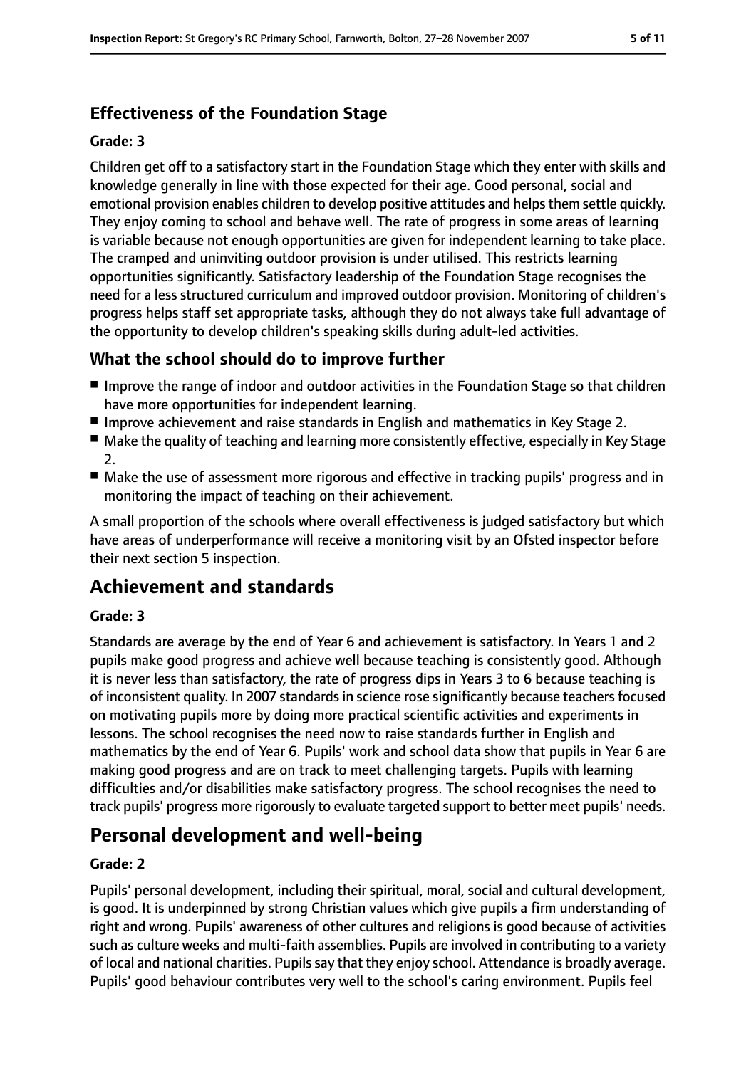### Effectiveness of the Foundation Stage

#### Grade: 3

Children get off to a satisfactory start in the Foundation Stage which they enter with skills and knowledge generally in line with those expected for their age. Good personal, social and emotional provision enables children to develop positive attitudes and helps them settle quickly. They enjoy coming to school and behave well. The rate of progress in some areas of learning is variable because not enough opportunities are given for independent learning to take place. The cramped and uninviting outdoor provision is under utilised. This restricts learning opportunities significantly. Satisfactory leadership of the Foundation Stage recognises the need for a less structured curriculum and improved outdoor provision. Monitoring of children's progress helps staff set appropriate tasks, although they do not always take full advantage of the opportunity to develop children's speaking skills during adult-led activities.

### What the school should do to improve further

- Improve the range of indoor and outdoor activities in the Foundation Stage so that children have more opportunities for independent learning.
- Improve achievement and raise standards in English and mathematics in Key Stage 2.
- Make the quality of teaching and learning more consistently effective, especially in Key Stage 2.
- Make the use of assessment more rigorous and effective in tracking pupils' progress and in monitoring the impact of teaching on their achievement.

A small proportion of the schools where overall effectiveness is judged satisfactory but which have areas of underperformance will receive a monitoring visit by an Ofsted inspector before their next section 5 inspection.

## Achievement and standards

#### Grade: 3

Standards are average by the end of Year 6 and achievement is satisfactory. In Years 1 and 2 pupils make good progress and achieve well because teaching is consistently good. Although it is never less than satisfactory, the rate of progress dips in Years 3 to 6 because teaching is of inconsistent quality. In 2007 standards in science rose significantly because teachers focused on motivating pupils more by doing more practical scientific activities and experiments in lessons. The school recognises the need now to raise standards further in English and mathematics by the end of Year 6. Pupils' work and school data show that pupils in Year 6 are making good progress and are on track to meet challenging targets. Pupils with learning difficulties and/or disabilities make satisfactory progress. The school recognises the need to track pupils' progress more rigorously to evaluate targeted support to better meet pupils' needs.

## Personal development and well-being

#### Grade: 2

Pupils' personal development, including their spiritual, moral, social and cultural development, is good. It is underpinned by strong Christian values which give pupils a firm understanding of right and wrong. Pupils' awareness of other cultures and religions is good because of activities such as culture weeks and multi-faith assemblies. Pupils are involved in contributing to a variety of local and national charities. Pupils say that they enjoy school. Attendance is broadly average. Pupils' good behaviour contributes very well to the school's caring environment. Pupils feel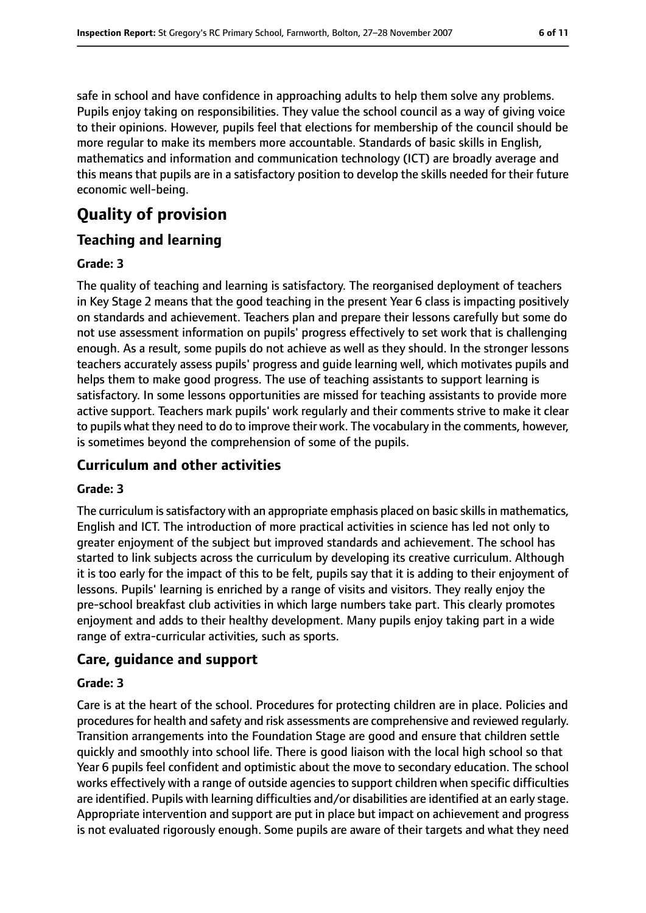safe in school and have confidence in approaching adults to help them solve any problems. Pupils enjoy taking on responsibilities. They value the school council as a way of giving voice to their opinions. However, pupils feel that elections for membership of the council should be more regular to make its members more accountable. Standards of basic skills in English, mathematics and information and communication technology (ICT) are broadly average and this means that pupils are in a satisfactory position to develop the skills needed for their future economic well-being.

# Quality of provision

## Teaching and learning

### Grade: 3

The quality of teaching and learning is satisfactory. The reorganised deployment of teachers in Key Stage 2 means that the good teaching in the present Year 6 class is impacting positively on standards and achievement. Teachers plan and prepare their lessons carefully but some do not use assessment information on pupils' progress effectively to set work that is challenging enough. As a result, some pupils do not achieve as well as they should. In the stronger lessons teachers accurately assess pupils' progress and guide learning well, which motivates pupils and helps them to make good progress. The use of teaching assistants to support learning is satisfactory. In some lessons opportunities are missed for teaching assistants to provide more active support. Teachers mark pupils' work regularly and their comments strive to make it clear to pupils what they need to do to improve their work. The vocabulary in the comments, however, is sometimes beyond the comprehension of some of the pupils.

## Curriculum and other activities

### Grade: 3

The curriculum is satisfactory with an appropriate emphasis placed on basic skills in mathematics, English and ICT. The introduction of more practical activities in science has led not only to greater enjoyment of the subject but improved standards and achievement. The school has started to link subjects across the curriculum by developing its creative curriculum. Although it is too early for the impact of this to be felt, pupils say that it is adding to their enjoyment of lessons. Pupils' learning is enriched by a range of visits and visitors. They really enjoy the pre-school breakfast club activities in which large numbers take part. This clearly promotes enjoyment and adds to their healthy development. Many pupils enjoy taking part in a wide range of extra-curricular activities, such as sports.

## Care, guidance and support

### Grade: 3

Care is at the heart of the school. Procedures for protecting children are in place. Policies and procedures for health and safety and risk assessments are comprehensive and reviewed regularly. Transition arrangements into the Foundation Stage are good and ensure that children settle quickly and smoothly into school life. There is good liaison with the local high school so that Year 6 pupils feel confident and optimistic about the move to secondary education. The school works effectively with a range of outside agencies to support children when specific difficulties are identified. Pupils with learning difficulties and/or disabilities are identified at an early stage. Appropriate intervention and support are put in place but impact on achievement and progress is not evaluated rigorously enough. Some pupils are aware of their targets and what they need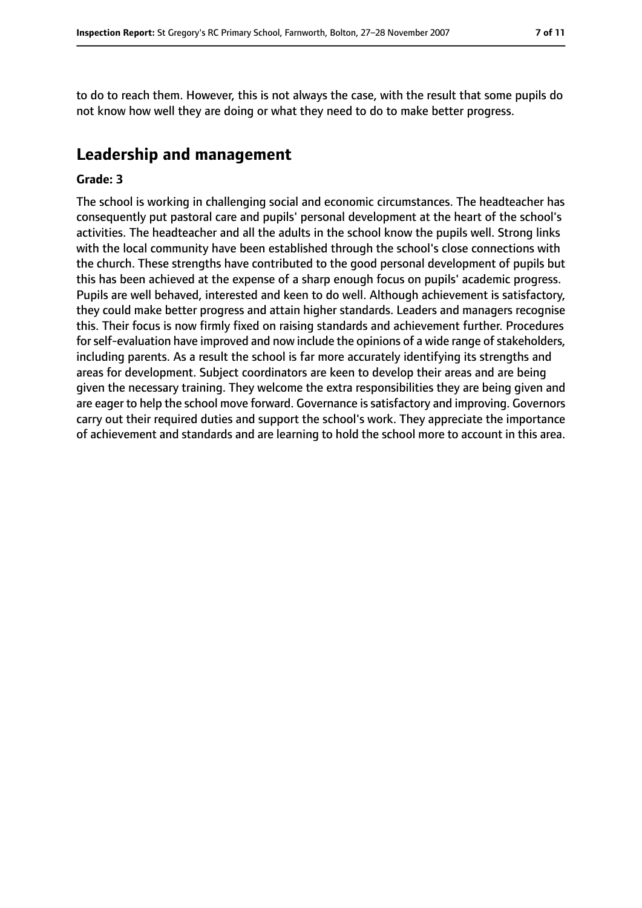to do to reach them. However, this is not always the case, with the result that some pupils do not know how well they are doing or what they need to do to make better progress.

## Leadership and management

**Grade: 3**

The school is working in challenging social and economic circumstances. The headteacher has consequently put pastoral care and pupils' personal development at the heart of the school's activities. The headteacher and all the adults in the school know the pupils well. Strong links with the local community have been established through the school's close connections with the church. These strengths have contributed to the good personal development of pupils but this has been achieved at the expense of a sharp enough focus on pupils' academic progress. Pupils are well behaved, interested and keen to do well. Although achievement is satisfactory, they could make better progress and attain higher standards. Leaders and managers recognise this. Their focus is now firmly fixed on raising standards and achievement further. Procedures for self-evaluation have improved and now include the opinions of a wide range of stakeholders, including parents. As a result the school is far more accurately identifying its strengths and areas for development. Subject coordinators are keen to develop their areas and are being given the necessary training. They welcome the extra responsibilities they are being given and are eager to help the school move forward. Governance is satisfactory and improving. Governors carry out their required duties and support the school's work. They appreciate the importance of achievement and standards and are learning to hold the school more to account in this area.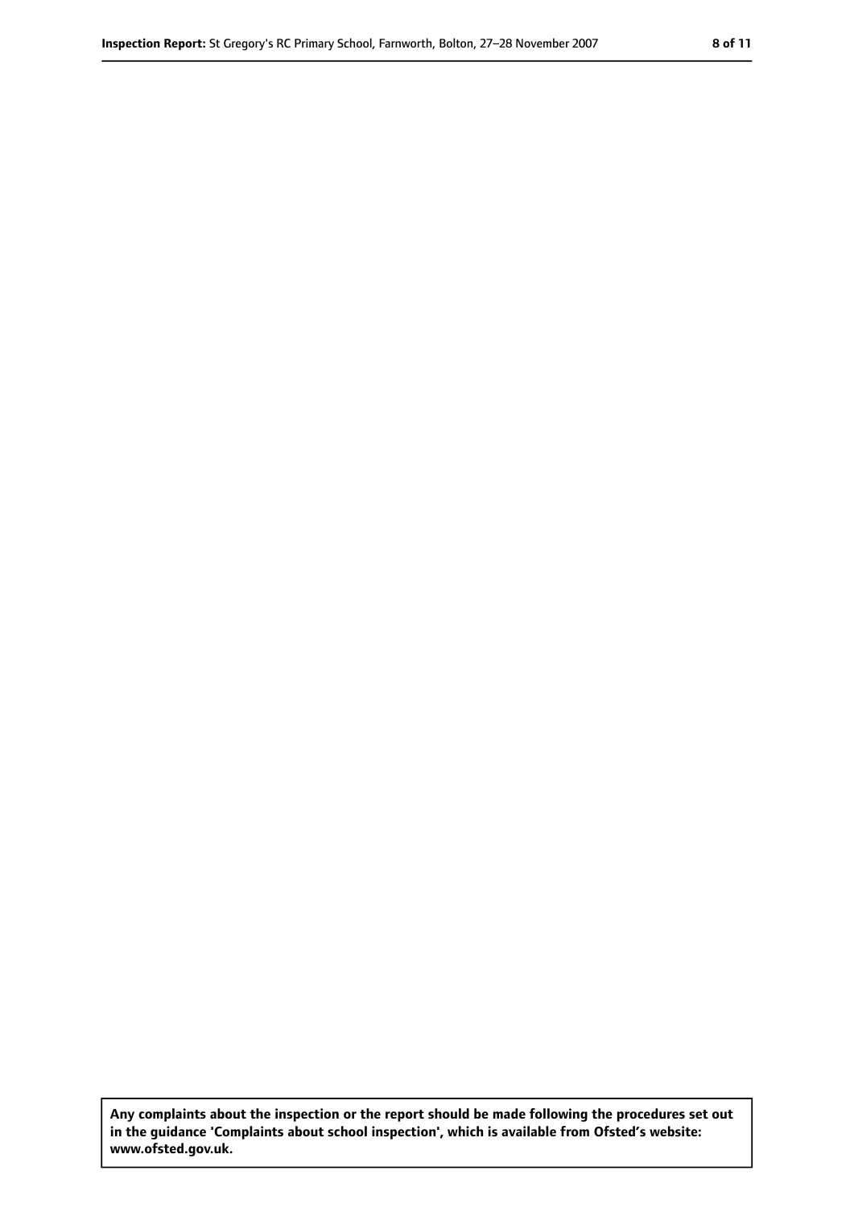**Any complaints about the inspection or the report should be made following the procedures set out in the guidance 'Complaints about school inspection', which is available from Ofsted's website: www.ofsted.gov.uk.**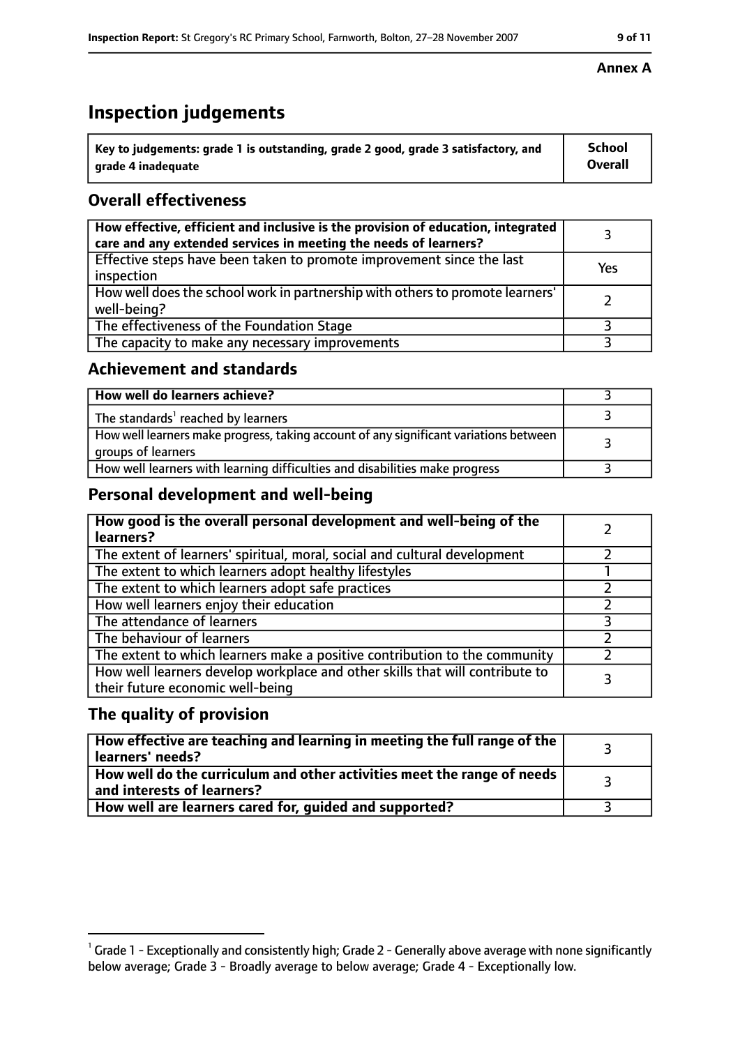**Annex A**

# Inspection judgements

| Key to judgements: grade 1 is outstanding, grade 2 good, grade 3 satisfactory, and grade 4 inadequate | School Overall |
|---|---|

## Overall effectiveness

| | |
|---|---|
| How effective, efficient and inclusive is the provision of education, integrated care and any extended services in meeting the needs of learners? | 3 |
| Effective steps have been taken to promote improvement since the last inspection | Yes |
| How well does the school work in partnership with others to promote learners' well-being? | 2 |
| The effectiveness of the Foundation Stage | 3 |
| The capacity to make any necessary improvements | 3 |

## Achievement and standards

| | |
|---|---|
| **How well do learners achieve?** | 3 |
| The standards[1] reached by learners | 3 |
| How well learners make progress, taking account of any significant variations between groups of learners | 3 |
| How well learners with learning difficulties and disabilities make progress | 3 |

## Personal development and well-being

| | |
|---|---|
| **How good is the overall personal development and well-being of the learners?** | 2 |
| The extent of learners' spiritual, moral, social and cultural development | 2 |
| The extent to which learners adopt healthy lifestyles | 1 |
| The extent to which learners adopt safe practices | 2 |
| How well learners enjoy their education | 2 |
| The attendance of learners | 3 |
| The behaviour of learners | 2 |
| The extent to which learners make a positive contribution to the community | 2 |
| How well learners develop workplace and other skills that will contribute to their future economic well-being | 3 |

## The quality of provision

| | |
|---|---|
| **How effective are teaching and learning in meeting the full range of the learners' needs?** | 3 |
| **How well do the curriculum and other activities meet the range of needs and interests of learners?** | 3 |
| **How well are learners cared for, guided and supported?** | 3 |

[1] Grade 1 - Exceptionally and consistently high; Grade 2 - Generally above average with none significantly below average; Grade 3 - Broadly average to below average; Grade 4 - Exceptionally low.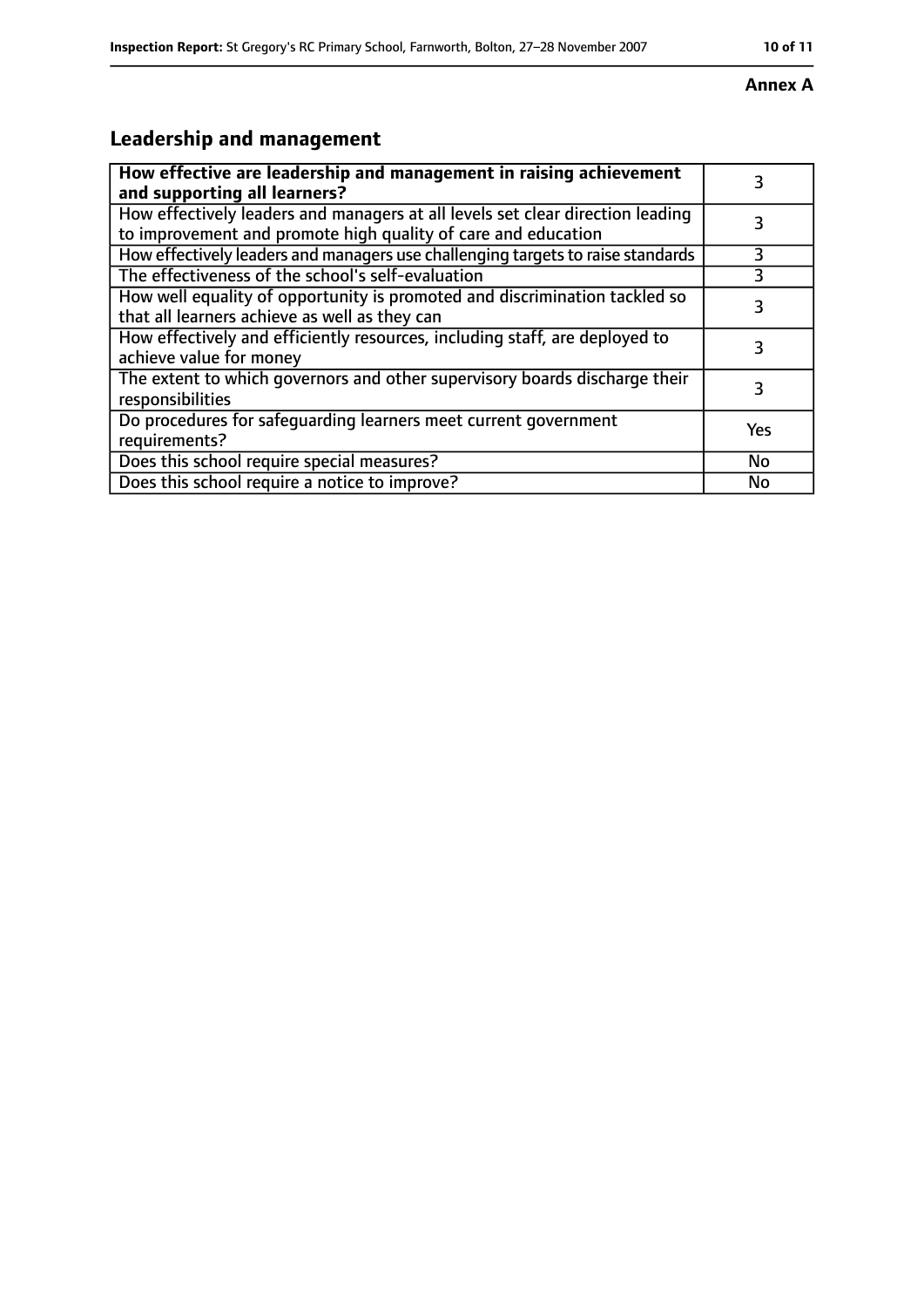**Annex A**

## Leadership and management

| **How effective are leadership and management in raising achievement and supporting all learners?** | 3 |
|---|---|
| How effectively leaders and managers at all levels set clear direction leading to improvement and promote high quality of care and education | 3 |
| How effectively leaders and managers use challenging targets to raise standards | 3 |
| The effectiveness of the school's self-evaluation | 3 |
| How well equality of opportunity is promoted and discrimination tackled so that all learners achieve as well as they can | 3 |
| How effectively and efficiently resources, including staff, are deployed to achieve value for money | 3 |
| The extent to which governors and other supervisory boards discharge their responsibilities | 3 |
| Do procedures for safeguarding learners meet current government requirements? | Yes |
| Does this school require special measures? | No |
| Does this school require a notice to improve? | No |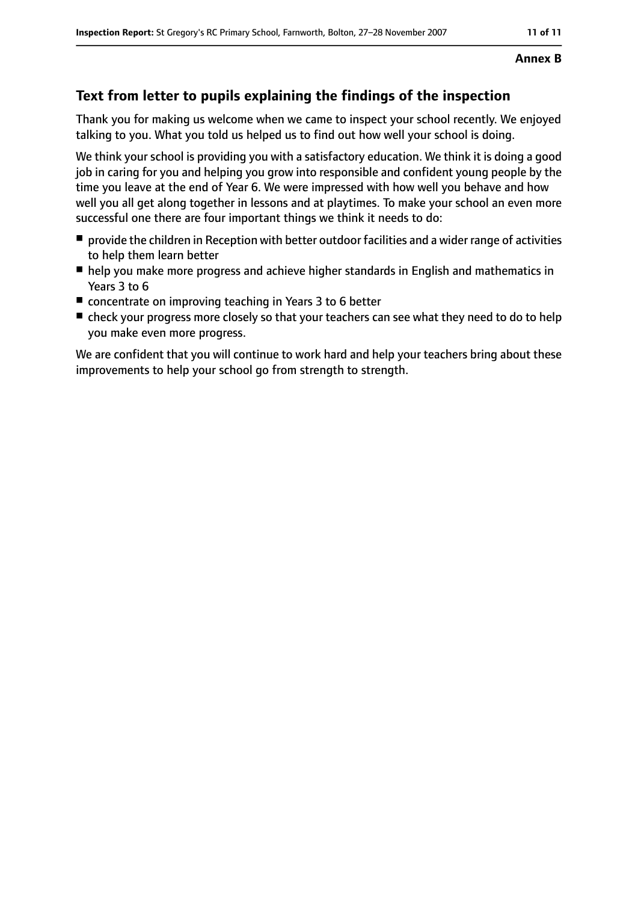Annex B

## Text from letter to pupils explaining the findings of the inspection

Thank you for making us welcome when we came to inspect your school recently. We enjoyed talking to you. What you told us helped us to find out how well your school is doing.

We think your school is providing you with a satisfactory education. We think it is doing a good job in caring for you and helping you grow into responsible and confident young people by the time you leave at the end of Year 6. We were impressed with how well you behave and how well you all get along together in lessons and at playtimes. To make your school an even more successful one there are four important things we think it needs to do:

- provide the children in Reception with better outdoor facilities and a wider range of activities to help them learn better
- help you make more progress and achieve higher standards in English and mathematics in Years 3 to 6
- concentrate on improving teaching in Years 3 to 6 better
- check your progress more closely so that your teachers can see what they need to do to help you make even more progress.

We are confident that you will continue to work hard and help your teachers bring about these improvements to help your school go from strength to strength.